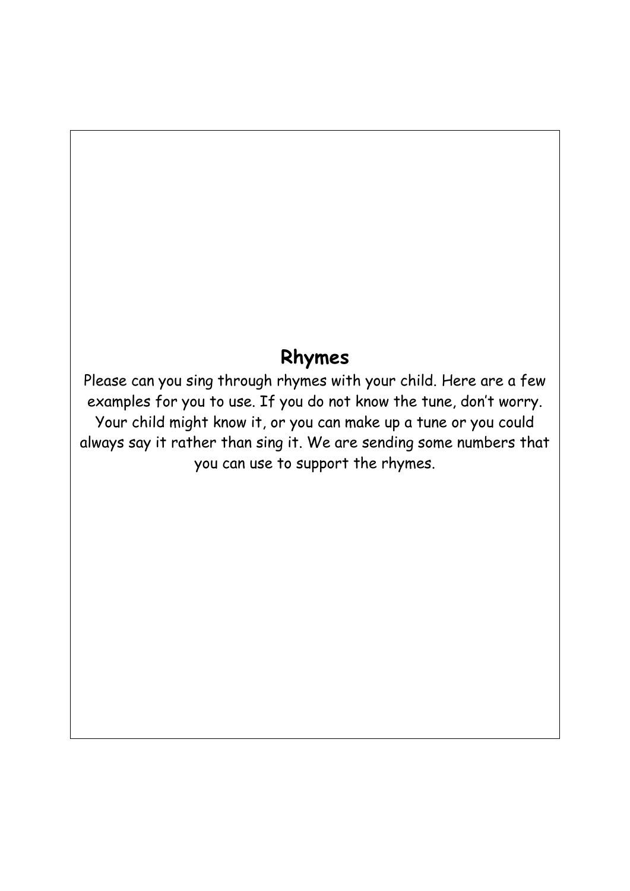# Rhymes

Please can you sing through rhymes with your child. Here are a few examples for you to use. If you do not know the tune, don't worry. Your child might know it, or you can make up a tune or you could always say it rather than sing it. We are sending some numbers that you can use to support the rhymes.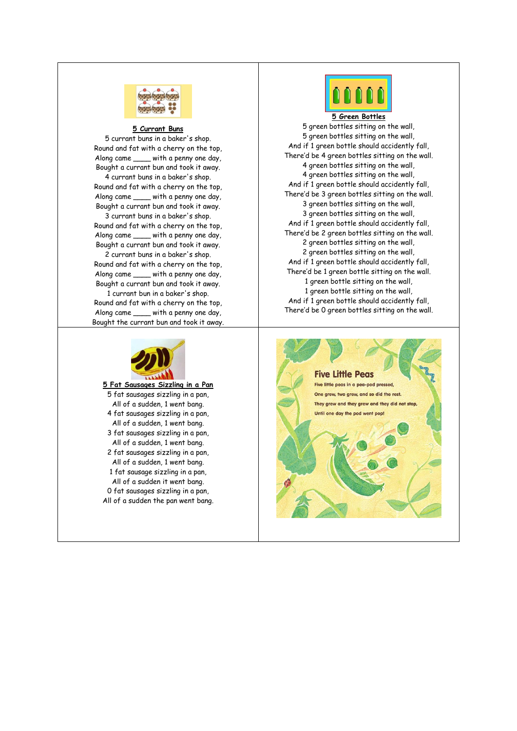## 5 Currant Buns

5 currant buns in a baker's shop.
Round and fat with a cherry on the top,
Along came ____ with a penny one day,
Bought a currant bun and took it away.
4 currant buns in a baker's shop.
Round and fat with a cherry on the top,
Along came ____ with a penny one day,
Bought a currant bun and took it away.
3 currant buns in a baker's shop.
Round and fat with a cherry on the top,
Along came ____ with a penny one day,
Bought a currant bun and took it away.
2 currant buns in a baker's shop.
Round and fat with a cherry on the top,
Along came ____ with a penny one day,
Bought a currant bun and took it away.
1 currant bun in a baker's shop.
Round and fat with a cherry on the top,
Along came ____ with a penny one day,
Bought the currant bun and took it away.

## 5 Green Bottles

5 green bottles sitting on the wall,
5 green bottles sitting on the wall,
And if 1 green bottle should accidently fall,
There'd be 4 green bottles sitting on the wall.
4 green bottles sitting on the wall,
4 green bottles sitting on the wall,
And if 1 green bottle should accidently fall,
There'd be 3 green bottles sitting on the wall.
3 green bottles sitting on the wall,
3 green bottles sitting on the wall,
And if 1 green bottle should accidently fall,
There'd be 2 green bottles sitting on the wall.
2 green bottles sitting on the wall,
2 green bottles sitting on the wall,
And if 1 green bottle should accidently fall,
There'd be 1 green bottle sitting on the wall.
1 green bottle sitting on the wall,
1 green bottle sitting on the wall,
And if 1 green bottle should accidently fall,
There'd be 0 green bottles sitting on the wall.

## 5 Fat Sausages Sizzling in a Pan

5 fat sausages sizzling in a pan,
All of a sudden, 1 went bang.
4 fat sausages sizzling in a pan,
All of a sudden, 1 went bang.
3 fat sausages sizzling in a pan,
All of a sudden, 1 went bang.
2 fat sausages sizzling in a pan,
All of a sudden, 1 went bang.
1 fat sausage sizzling in a pan,
All of a sudden it went bang.
0 fat sausages sizzling in a pan,
All of a sudden the pan went bang.

## Five Little Peas

Five little peas in a pea-pod pressed,
One grew, two grew, and so did the rest.
They grew and they grew and they did not stop,
Until one day the pod went pop!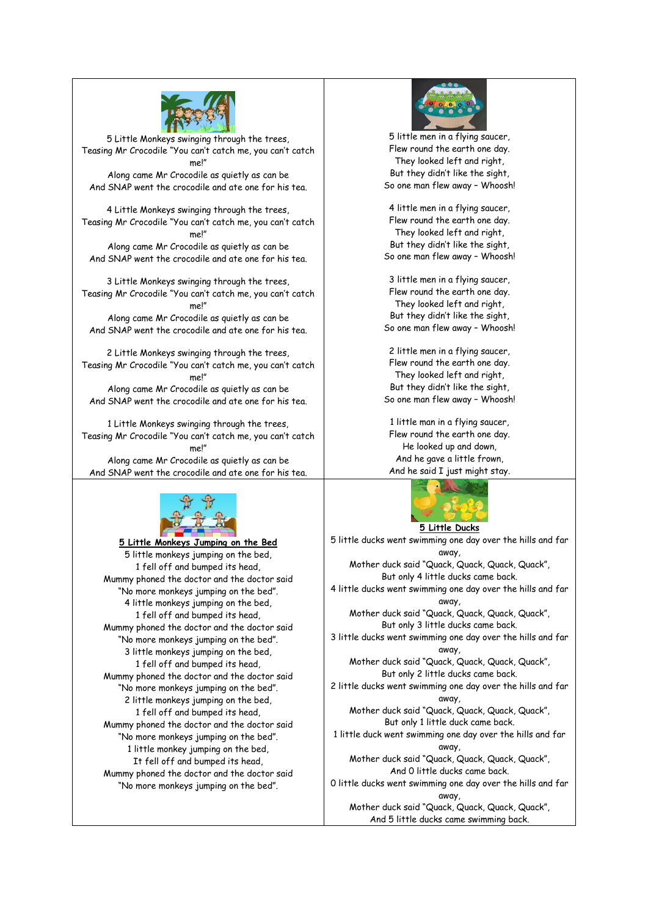5 Little Monkeys swinging through the trees,
Teasing Mr Crocodile "You can't catch me, you can't catch me!"
Along came Mr Crocodile as quietly as can be
And SNAP went the crocodile and ate one for his tea.

4 Little Monkeys swinging through the trees,
Teasing Mr Crocodile "You can't catch me, you can't catch me!"
Along came Mr Crocodile as quietly as can be
And SNAP went the crocodile and ate one for his tea.

3 Little Monkeys swinging through the trees,
Teasing Mr Crocodile "You can't catch me, you can't catch me!"
Along came Mr Crocodile as quietly as can be
And SNAP went the crocodile and ate one for his tea.

2 Little Monkeys swinging through the trees,
Teasing Mr Crocodile "You can't catch me, you can't catch me!"
Along came Mr Crocodile as quietly as can be
And SNAP went the crocodile and ate one for his tea.

1 Little Monkeys swinging through the trees,
Teasing Mr Crocodile "You can't catch me, you can't catch me!"
Along came Mr Crocodile as quietly as can be
And SNAP went the crocodile and ate one for his tea.

5 little men in a flying saucer,
Flew round the earth one day.
They looked left and right,
But they didn't like the sight,
So one man flew away – Whoosh!

4 little men in a flying saucer,
Flew round the earth one day.
They looked left and right,
But they didn't like the sight,
So one man flew away – Whoosh!

3 little men in a flying saucer,
Flew round the earth one day.
They looked left and right,
But they didn't like the sight,
So one man flew away – Whoosh!

2 little men in a flying saucer,
Flew round the earth one day.
They looked left and right,
But they didn't like the sight,
So one man flew away – Whoosh!

1 little man in a flying saucer,
Flew round the earth one day.
He looked up and down,
And he gave a little frown,
And he said I just might stay.

**5 Little Monkeys Jumping on the Bed**

5 little monkeys jumping on the bed,
1 fell off and bumped its head,
Mummy phoned the doctor and the doctor said
"No more monkeys jumping on the bed".
4 little monkeys jumping on the bed,
1 fell off and bumped its head,
Mummy phoned the doctor and the doctor said
"No more monkeys jumping on the bed".
3 little monkeys jumping on the bed,
1 fell off and bumped its head,
Mummy phoned the doctor and the doctor said
"No more monkeys jumping on the bed".
2 little monkeys jumping on the bed,
1 fell off and bumped its head,
Mummy phoned the doctor and the doctor said
"No more monkeys jumping on the bed".
1 little monkey jumping on the bed,
It fell off and bumped its head,
Mummy phoned the doctor and the doctor said
"No more monkeys jumping on the bed".

**5 Little Ducks**

5 little ducks went swimming one day over the hills and far away,
Mother duck said "Quack, Quack, Quack, Quack",
But only 4 little ducks came back.
4 little ducks went swimming one day over the hills and far away,
Mother duck said "Quack, Quack, Quack, Quack",
But only 3 little ducks came back.
3 little ducks went swimming one day over the hills and far away,
Mother duck said "Quack, Quack, Quack, Quack",
But only 2 little ducks came back.
2 little ducks went swimming one day over the hills and far away,
Mother duck said "Quack, Quack, Quack, Quack",
But only 1 little duck came back.
1 little duck went swimming one day over the hills and far away,
Mother duck said "Quack, Quack, Quack, Quack",
And 0 little ducks came back.
0 little ducks went swimming one day over the hills and far away,
Mother duck said "Quack, Quack, Quack, Quack",
And 5 little ducks came swimming back.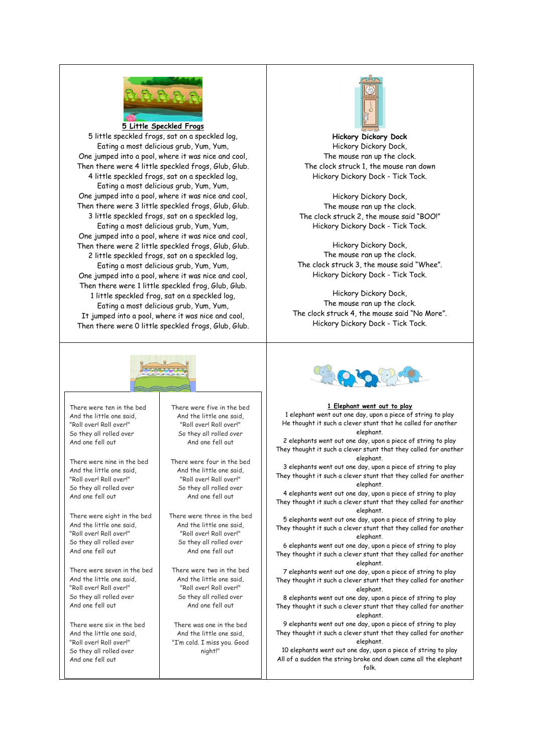## 5 Little Speckled Frogs

5 little speckled frogs, sat on a speckled log,
Eating a most delicious grub, Yum, Yum,
One jumped into a pool, where it was nice and cool,
Then there were 4 little speckled frogs, Glub, Glub.
4 little speckled frogs, sat on a speckled log,
Eating a most delicious grub, Yum, Yum,
One jumped into a pool, where it was nice and cool,
Then there were 3 little speckled frogs, Glub, Glub.
3 little speckled frogs, sat on a speckled log,
Eating a most delicious grub, Yum, Yum,
One jumped into a pool, where it was nice and cool,
Then there were 2 little speckled frogs, Glub, Glub.
2 little speckled frogs, sat on a speckled log,
Eating a most delicious grub, Yum, Yum,
One jumped into a pool, where it was nice and cool,
Then there were 1 little speckled frog, Glub, Glub.
1 little speckled frog, sat on a speckled log,
Eating a most delicious grub, Yum, Yum,
It jumped into a pool, where it was nice and cool,
Then there were 0 little speckled frogs, Glub, Glub.

## Hickory Dickory Dock

Hickory Dickory Dock,
The mouse ran up the clock.
The clock struck 1, the mouse ran down
Hickory Dickory Dock - Tick Tock.

Hickory Dickory Dock,
The mouse ran up the clock.
The clock struck 2, the mouse said "BOO!"
Hickory Dickory Dock - Tick Tock.

Hickory Dickory Dock,
The mouse ran up the clock.
The clock struck 3, the mouse said "Whee".
Hickory Dickory Dock - Tick Tock.

Hickory Dickory Dock,
The mouse ran up the clock.
The clock struck 4, the mouse said "No More".
Hickory Dickory Dock - Tick Tock.

There were ten in the bed
And the little one said,
"Roll over! Roll over!"
So they all rolled over
And one fell out

There were nine in the bed
And the little one said,
"Roll over! Roll over!"
So they all rolled over
And one fell out

There were eight in the bed
And the little one said,
"Roll over! Roll over!"
So they all rolled over
And one fell out

There were seven in the bed
And the little one said,
"Roll over! Roll over!"
So they all rolled over
And one fell out

There were six in the bed
And the little one said,
"Roll over! Roll over!"
So they all rolled over
And one fell out

There were five in the bed
And the little one said,
"Roll over! Roll over!"
So they all rolled over
And one fell out

There were four in the bed
And the little one said,
"Roll over! Roll over!"
So they all rolled over
And one fell out

There were three in the bed
And the little one said,
"Roll over! Roll over!"
So they all rolled over
And one fell out

There were two in the bed
And the little one said,
"Roll over! Roll over!"
So they all rolled over
And one fell out

There was one in the bed
And the little one said,
"I'm cold. I miss you. Good night!"

## 1 Elephant went out to play

1 elephant went out one day, upon a piece of string to play
He thought it such a clever stunt that he called for another elephant.
2 elephants went out one day, upon a piece of string to play
They thought it such a clever stunt that they called for another elephant.
3 elephants went out one day, upon a piece of string to play
They thought it such a clever stunt that they called for another elephant.
4 elephants went out one day, upon a piece of string to play
They thought it such a clever stunt that they called for another elephant.
5 elephants went out one day, upon a piece of string to play
They thought it such a clever stunt that they called for another elephant.
6 elephants went out one day, upon a piece of string to play
They thought it such a clever stunt that they called for another elephant.
7 elephants went out one day, upon a piece of string to play
They thought it such a clever stunt that they called for another elephant.
8 elephants went out one day, upon a piece of string to play
They thought it such a clever stunt that they called for another elephant.
9 elephants went out one day, upon a piece of string to play
They thought it such a clever stunt that they called for another elephant.
10 elephants went out one day, upon a piece of string to play
All of a sudden the string broke and down came all the elephant folk.